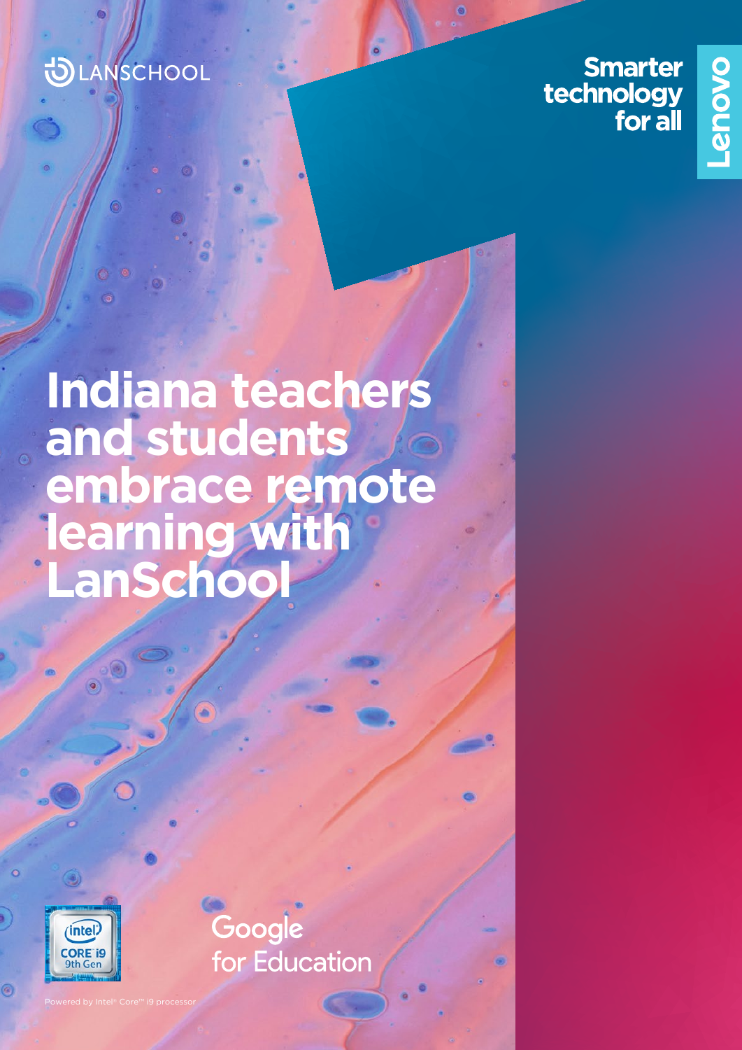LANSCHOOL

Smarter technology for all

Lenovo

# Indiana teachers and students embrace remote learning with LanSchool

intel CORE i9 9th Gen

Google for Education

Powered by Intel® Core™ i9 processor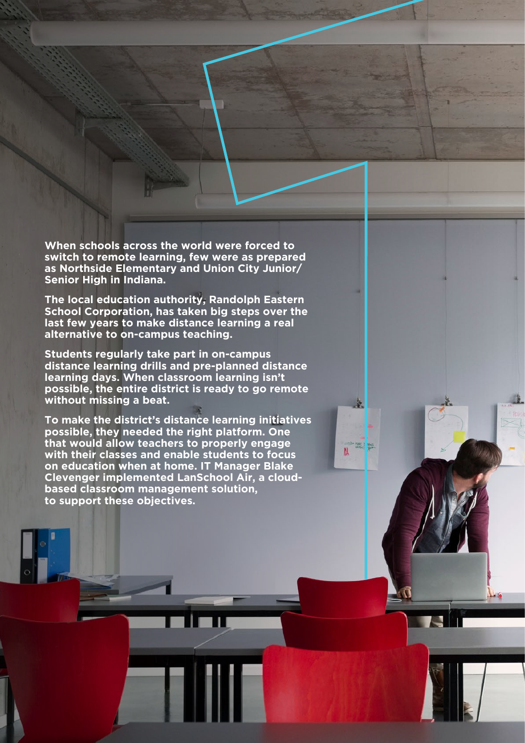**When schools across the world were forced to switch to remote learning, few were as prepared as Northside Elementary and Union City Junior/Senior High in Indiana.**

**The local education authority, Randolph Eastern School Corporation, has taken big steps over the last few years to make distance learning a real alternative to on-campus teaching.**

**Students regularly take part in on-campus distance learning drills and pre-planned distance learning days. When classroom learning isn't possible, the entire district is ready to go remote without missing a beat.**

**To make the district's distance learning initiatives possible, they needed the right platform. One that would allow teachers to properly engage with their classes and enable students to focus on education when at home. IT Manager Blake Clevenger implemented LanSchool Air, a cloud-based classroom management solution, to support these objectives.**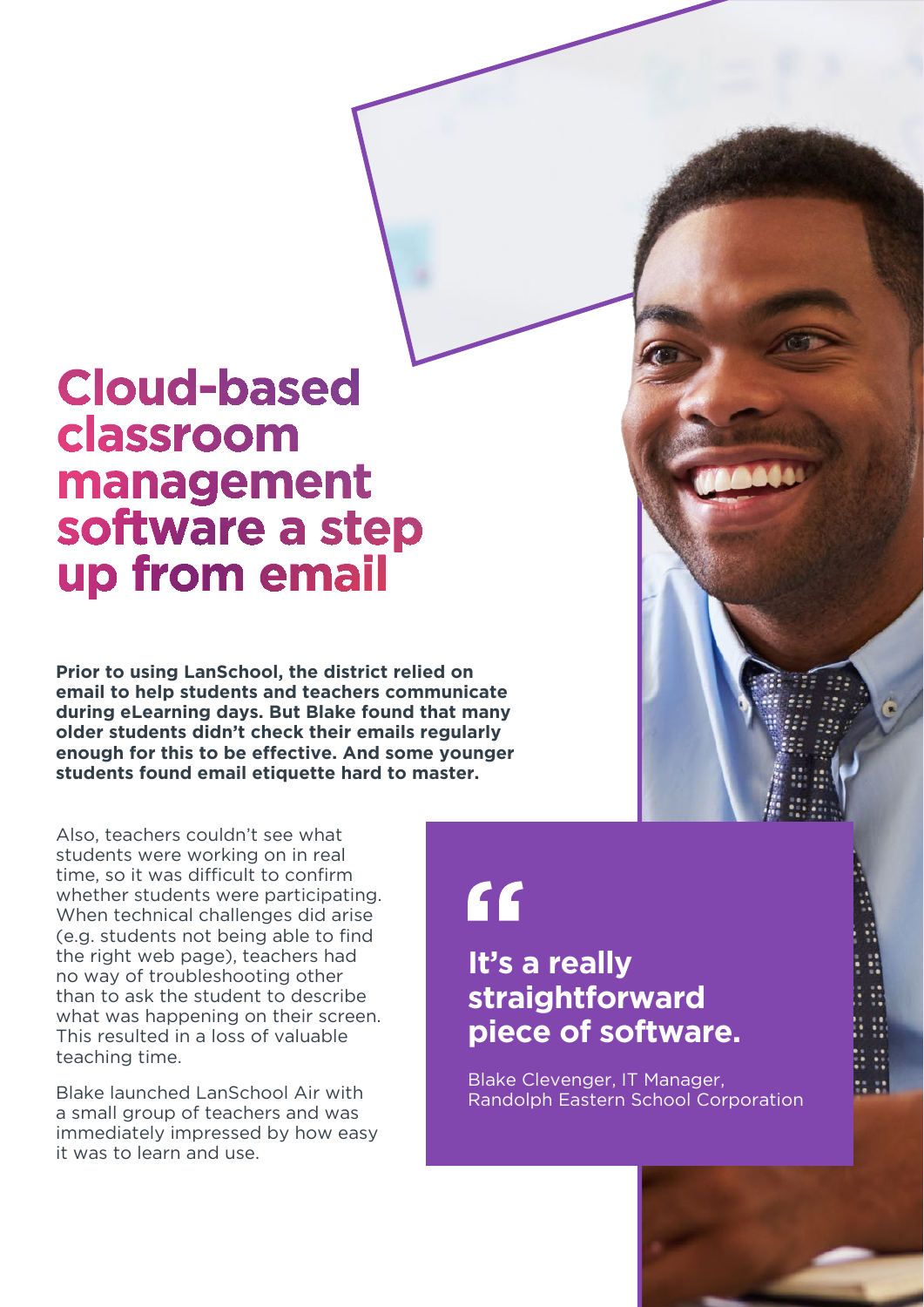# Cloud-based classroom management software a step up from email

**Prior to using LanSchool, the district relied on email to help students and teachers communicate during eLearning days. But Blake found that many older students didn't check their emails regularly enough for this to be effective. And some younger students found email etiquette hard to master.**

Also, teachers couldn't see what students were working on in real time, so it was difficult to confirm whether students were participating. When technical challenges did arise (e.g. students not being able to find the right web page), teachers had no way of troubleshooting other than to ask the student to describe what was happening on their screen. This resulted in a loss of valuable teaching time.

Blake launched LanSchool Air with a small group of teachers and was immediately impressed by how easy it was to learn and use.

> **It's a really straightforward piece of software.**
>
> Blake Clevenger, IT Manager, Randolph Eastern School Corporation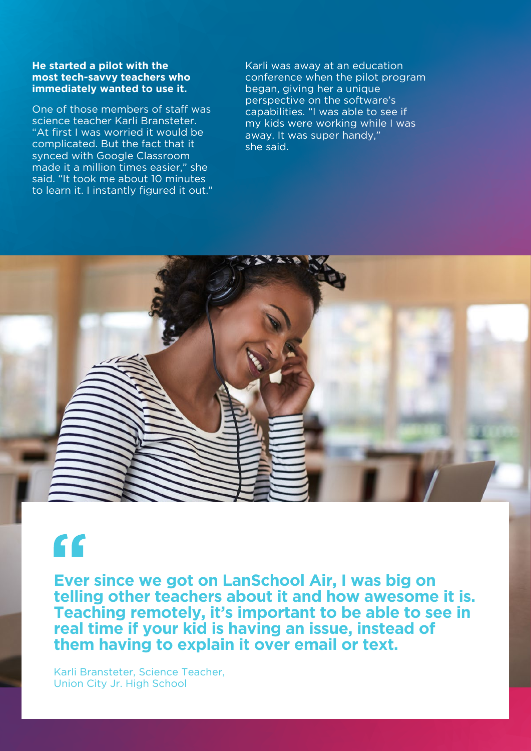**He started a pilot with the most tech-savvy teachers who immediately wanted to use it.**

One of those members of staff was science teacher Karli Bransteter. "At first I was worried it would be complicated. But the fact that it synced with Google Classroom made it a million times easier," she said. "It took me about 10 minutes to learn it. I instantly figured it out."

Karli was away at an education conference when the pilot program began, giving her a unique perspective on the software's capabilities. "I was able to see if my kids were working while I was away. It was super handy," she said.

> **Ever since we got on LanSchool Air, I was big on telling other teachers about it and how awesome it is. Teaching remotely, it's important to be able to see in real time if your kid is having an issue, instead of them having to explain it over email or text.**
>
> Karli Bransteter, Science Teacher, Union City Jr. High School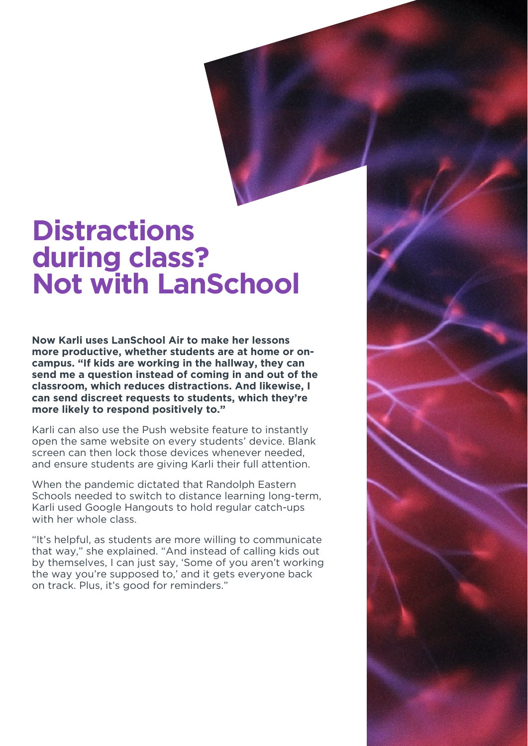# Distractions during class? Not with LanSchool

**Now Karli uses LanSchool Air to make her lessons more productive, whether students are at home or on-campus. "If kids are working in the hallway, they can send me a question instead of coming in and out of the classroom, which reduces distractions. And likewise, I can send discreet requests to students, which they're more likely to respond positively to."**

Karli can also use the Push website feature to instantly open the same website on every students' device. Blank screen can then lock those devices whenever needed, and ensure students are giving Karli their full attention.

When the pandemic dictated that Randolph Eastern Schools needed to switch to distance learning long-term, Karli used Google Hangouts to hold regular catch-ups with her whole class.

"It's helpful, as students are more willing to communicate that way," she explained. "And instead of calling kids out by themselves, I can just say, 'Some of you aren't working the way you're supposed to,' and it gets everyone back on track. Plus, it's good for reminders."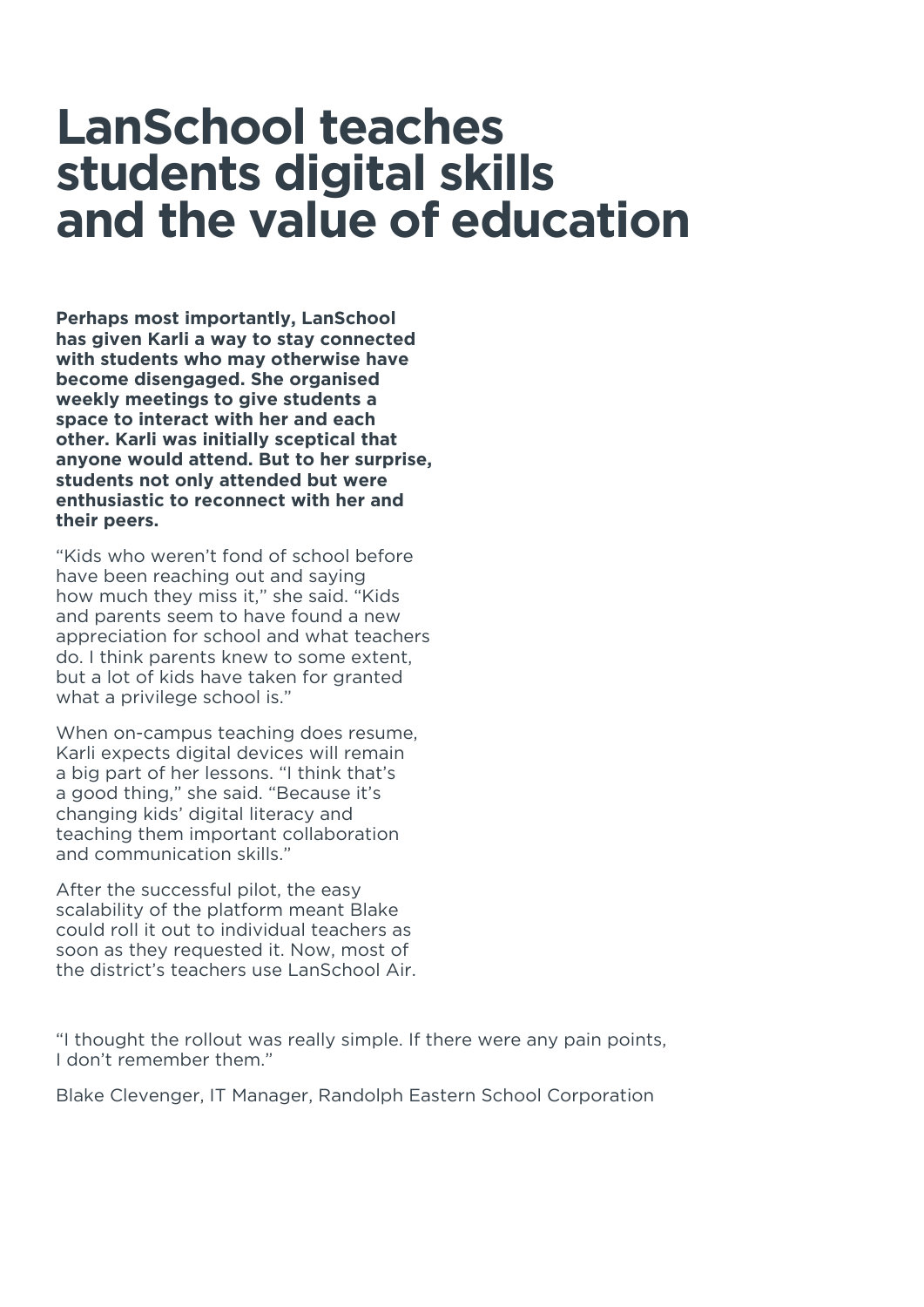# LanSchool teaches students digital skills and the value of education

**Perhaps most importantly, LanSchool has given Karli a way to stay connected with students who may otherwise have become disengaged. She organised weekly meetings to give students a space to interact with her and each other. Karli was initially sceptical that anyone would attend. But to her surprise, students not only attended but were enthusiastic to reconnect with her and their peers.**

"Kids who weren't fond of school before have been reaching out and saying how much they miss it," she said. "Kids and parents seem to have found a new appreciation for school and what teachers do. I think parents knew to some extent, but a lot of kids have taken for granted what a privilege school is."

When on-campus teaching does resume, Karli expects digital devices will remain a big part of her lessons. "I think that's a good thing," she said. "Because it's changing kids' digital literacy and teaching them important collaboration and communication skills."

After the successful pilot, the easy scalability of the platform meant Blake could roll it out to individual teachers as soon as they requested it. Now, most of the district's teachers use LanSchool Air.

"I thought the rollout was really simple. If there were any pain points, I don't remember them."

Blake Clevenger, IT Manager, Randolph Eastern School Corporation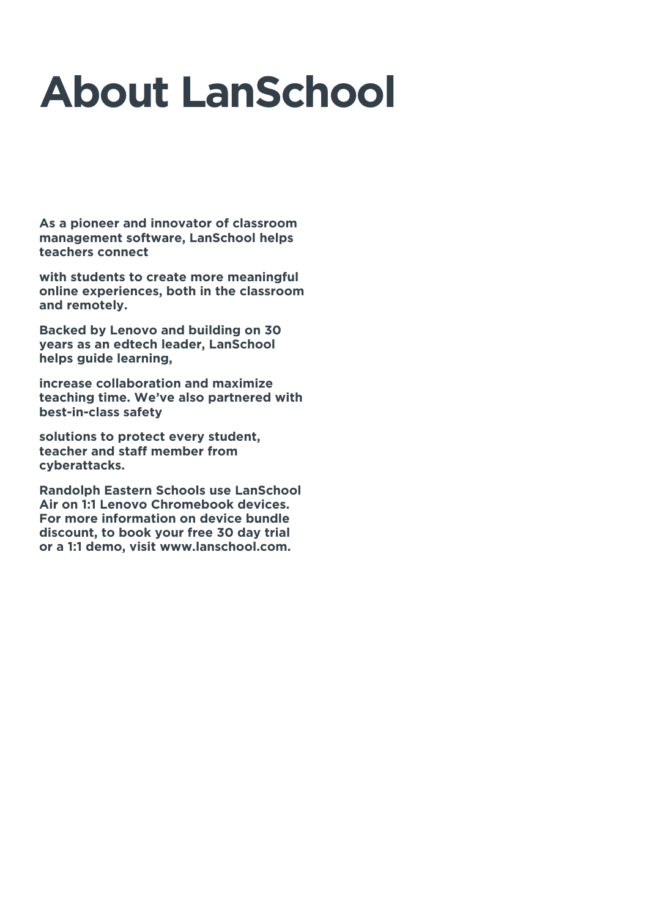# About LanSchool

**As a pioneer and innovator of classroom management software, LanSchool helps teachers connect**

**with students to create more meaningful online experiences, both in the classroom and remotely.**

**Backed by Lenovo and building on 30 years as an edtech leader, LanSchool helps guide learning,**

**increase collaboration and maximize teaching time. We've also partnered with best-in-class safety**

**solutions to protect every student, teacher and staff member from cyberattacks.**

**Randolph Eastern Schools use LanSchool Air on 1:1 Lenovo Chromebook devices. For more information on device bundle discount, to book your free 30 day trial or a 1:1 demo, visit www.lanschool.com.**